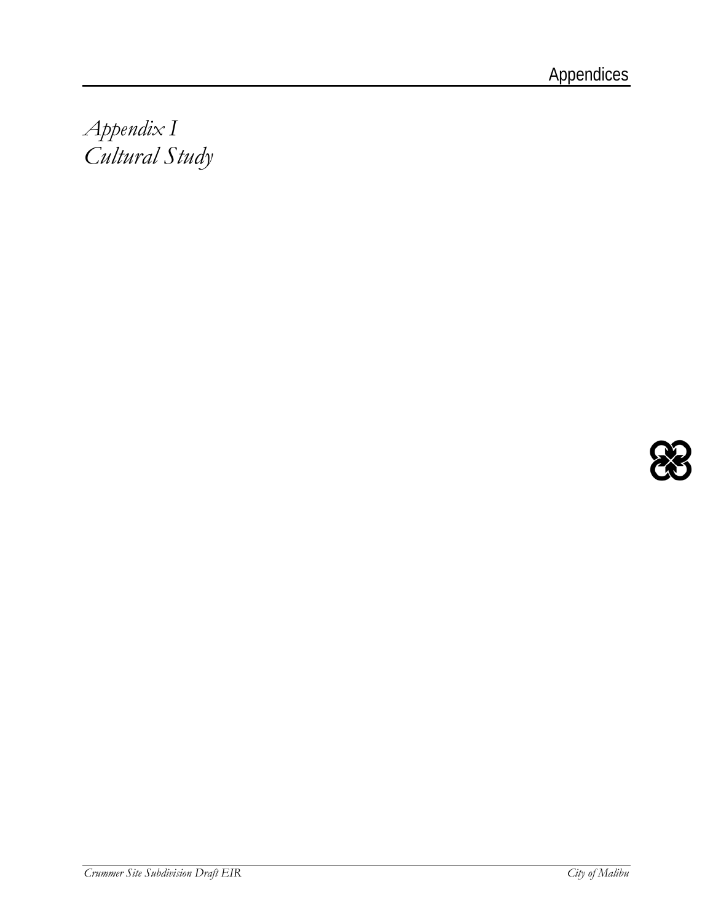# Appendix I
# Cultural Study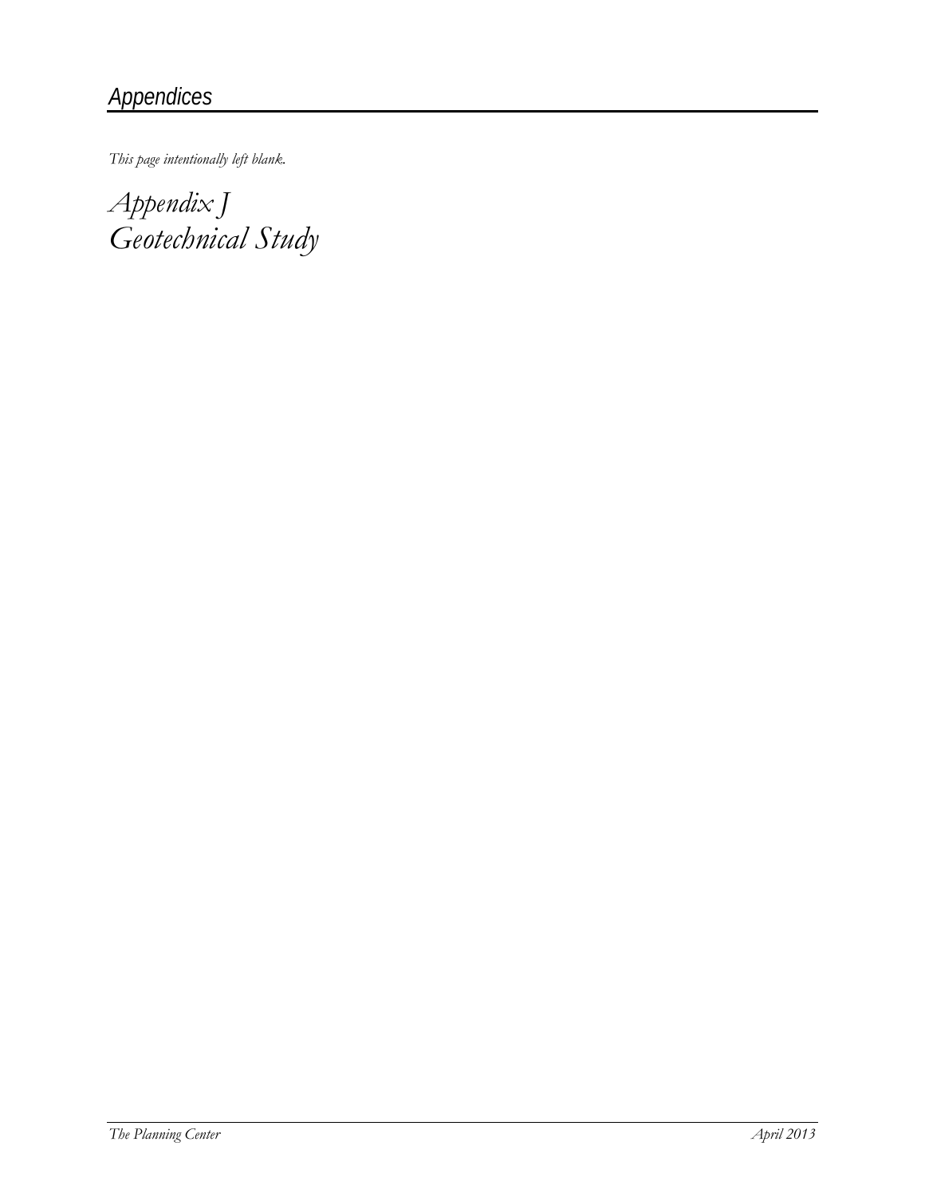*This page intentionally left blank.*

# *Appendix J*
# *Geotechnical Study*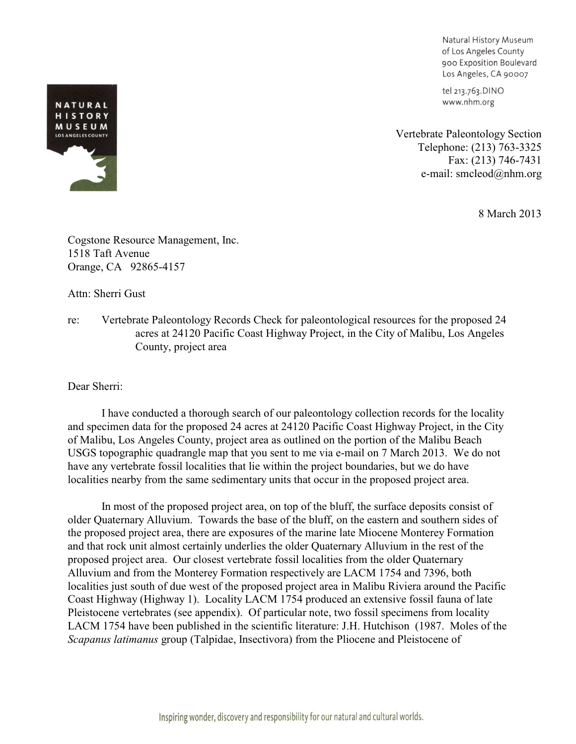Natural History Museum
of Los Angeles County
900 Exposition Boulevard
Los Angeles, CA 90007

tel 213.763.DINO
www.nhm.org

Vertebrate Paleontology Section
Telephone: (213) 763-3325
Fax: (213) 746-7431
e-mail: smcleod@nhm.org

8 March 2013

Cogstone Resource Management, Inc.
1518 Taft Avenue
Orange, CA 92865-4157

Attn: Sherri Gust

re: Vertebrate Paleontology Records Check for paleontological resources for the proposed 24 acres at 24120 Pacific Coast Highway Project, in the City of Malibu, Los Angeles County, project area

Dear Sherri:

I have conducted a thorough search of our paleontology collection records for the locality and specimen data for the proposed 24 acres at 24120 Pacific Coast Highway Project, in the City of Malibu, Los Angeles County, project area as outlined on the portion of the Malibu Beach USGS topographic quadrangle map that you sent to me via e-mail on 7 March 2013. We do not have any vertebrate fossil localities that lie within the project boundaries, but we do have localities nearby from the same sedimentary units that occur in the proposed project area.

In most of the proposed project area, on top of the bluff, the surface deposits consist of older Quaternary Alluvium. Towards the base of the bluff, on the eastern and southern sides of the proposed project area, there are exposures of the marine late Miocene Monterey Formation and that rock unit almost certainly underlies the older Quaternary Alluvium in the rest of the proposed project area. Our closest vertebrate fossil localities from the older Quaternary Alluvium and from the Monterey Formation respectively are LACM 1754 and 7396, both localities just south of due west of the proposed project area in Malibu Riviera around the Pacific Coast Highway (Highway 1). Locality LACM 1754 produced an extensive fossil fauna of late Pleistocene vertebrates (see appendix). Of particular note, two fossil specimens from locality LACM 1754 have been published in the scientific literature: J.H. Hutchison (1987. Moles of the *Scapanus latimanus* group (Talpidae, Insectivora) from the Pliocene and Pleistocene of

Inspiring wonder, discovery and responsibility for our natural and cultural worlds.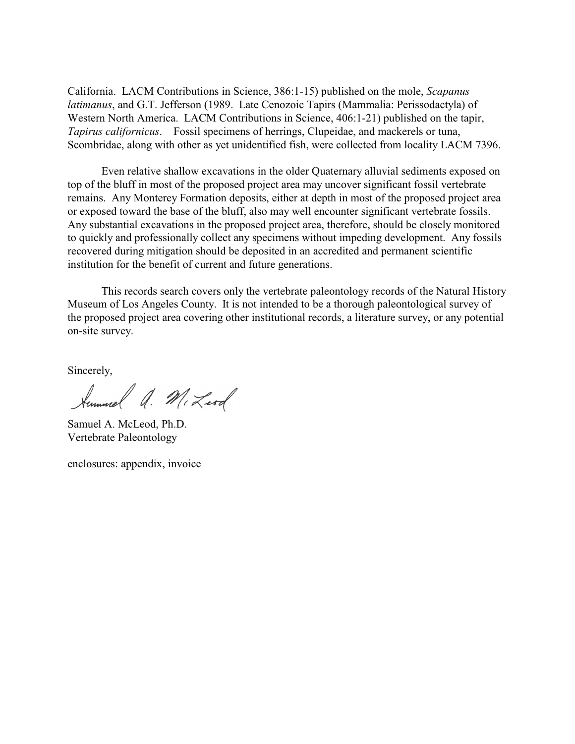California. LACM Contributions in Science, 386:1-15) published on the mole, *Scapanus latimanus*, and G.T. Jefferson (1989. Late Cenozoic Tapirs (Mammalia: Perissodactyla) of Western North America. LACM Contributions in Science, 406:1-21) published on the tapir, *Tapirus californicus*. Fossil specimens of herrings, Clupeidae, and mackerels or tuna, Scombridae, along with other as yet unidentified fish, were collected from locality LACM 7396.

Even relative shallow excavations in the older Quaternary alluvial sediments exposed on top of the bluff in most of the proposed project area may uncover significant fossil vertebrate remains. Any Monterey Formation deposits, either at depth in most of the proposed project area or exposed toward the base of the bluff, also may well encounter significant vertebrate fossils. Any substantial excavations in the proposed project area, therefore, should be closely monitored to quickly and professionally collect any specimens without impeding development. Any fossils recovered during mitigation should be deposited in an accredited and permanent scientific institution for the benefit of current and future generations.

This records search covers only the vertebrate paleontology records of the Natural History Museum of Los Angeles County. It is not intended to be a thorough paleontological survey of the proposed project area covering other institutional records, a literature survey, or any potential on-site survey.

Sincerely,

Samuel A. McLeod, Ph.D.
Vertebrate Paleontology

enclosures: appendix, invoice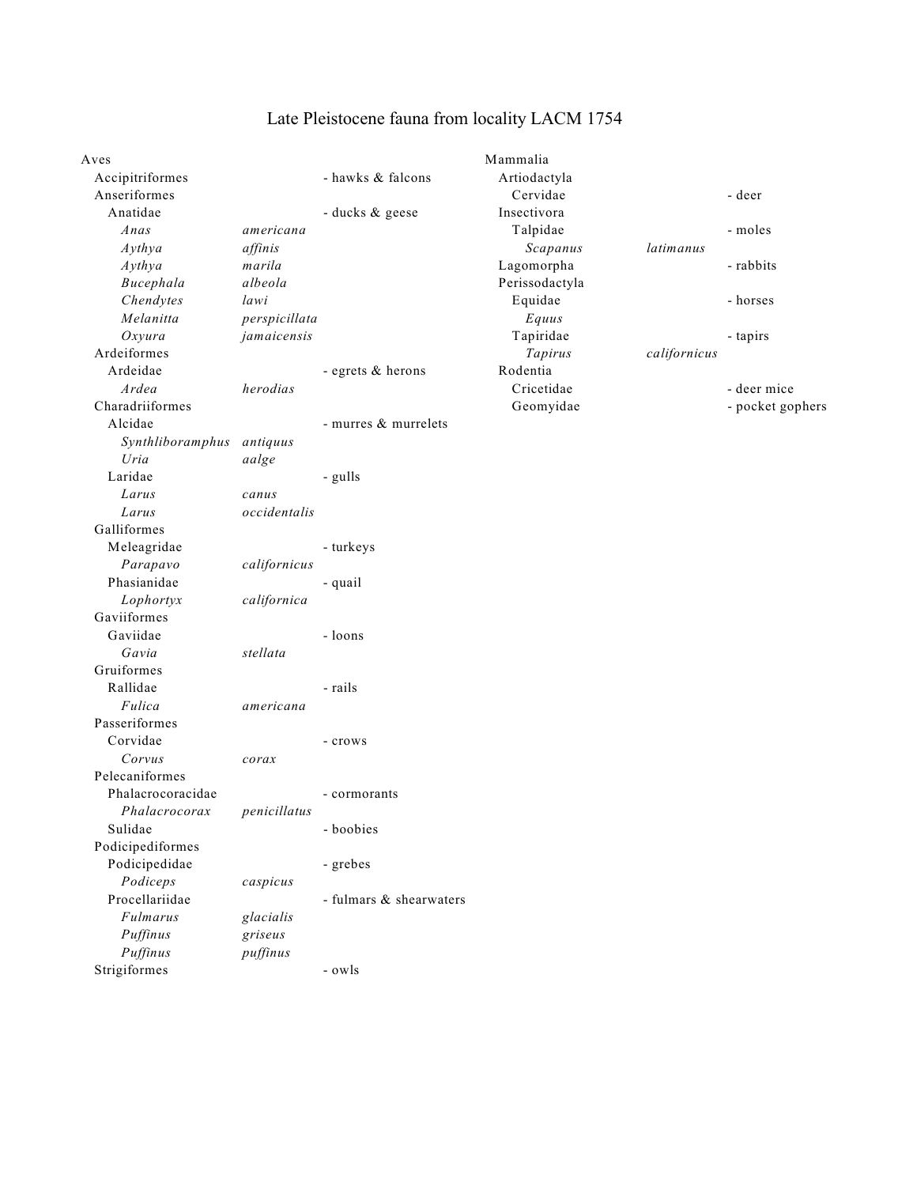# Late Pleistocene fauna from locality LACM 1754

| | | |
|---|---|---|
| **Aves** | | |
| Accipitriformes | | - hawks & falcons |
| Anseriformes | | |
| Anatidae | | - ducks & geese |
| *Anas* | *americana* | |
| *Aythya* | *affinis* | |
| *Aythya* | *marila* | |
| *Bucephala* | *albeola* | |
| *Chendytes* | *lawi* | |
| *Melanitta* | *perspicillata* | |
| *Oxyura* | *jamaicensis* | |
| Ardeiformes | | |
| Ardeidae | | - egrets & herons |
| *Ardea* | *herodias* | |
| Charadriiformes | | |
| Alcidae | | - murres & murrelets |
| *Synthliboramphus* | *antiquus* | |
| *Uria* | *aalge* | |
| Laridae | | - gulls |
| *Larus* | *canus* | |
| *Larus* | *occidentalis* | |
| Galliformes | | |
| Meleagridae | | - turkeys |
| *Parapavo* | *californicus* | |
| Phasianidae | | - quail |
| *Lophortyx* | *californica* | |
| Gaviiformes | | |
| Gaviidae | | - loons |
| *Gavia* | *stellata* | |
| Gruiformes | | |
| Rallidae | | - rails |
| *Fulica* | *americana* | |
| Passeriformes | | |
| Corvidae | | - crows |
| *Corvus* | *corax* | |
| Pelecaniformes | | |
| Phalacrocoracidae | | - cormorants |
| *Phalacrocorax* | *penicillatus* | |
| Sulidae | | - boobies |
| Podicipediformes | | |
| Podicipedidae | | - grebes |
| *Podiceps* | *caspicus* | |
| Procellariidae | | - fulmars & shearwaters |
| *Fulmarus* | *glacialis* | |
| *Puffinus* | *griseus* | |
| *Puffinus* | *puffinus* | |
| Strigiformes | | - owls |

| | | |
|---|---|---|
| **Mammalia** | | |
| Artiodactyla | | |
| Cervidae | | - deer |
| Insectivora | | |
| Talpidae | | - moles |
| *Scapanus* | *latimanus* | |
| Lagomorpha | | - rabbits |
| Perissodactyla | | |
| Equidae | | - horses |
| *Equus* | | |
| Tapiridae | | - tapirs |
| *Tapirus* | *californicus* | |
| Rodentia | | |
| Cricetidae | | - deer mice |
| Geomyidae | | - pocket gophers |